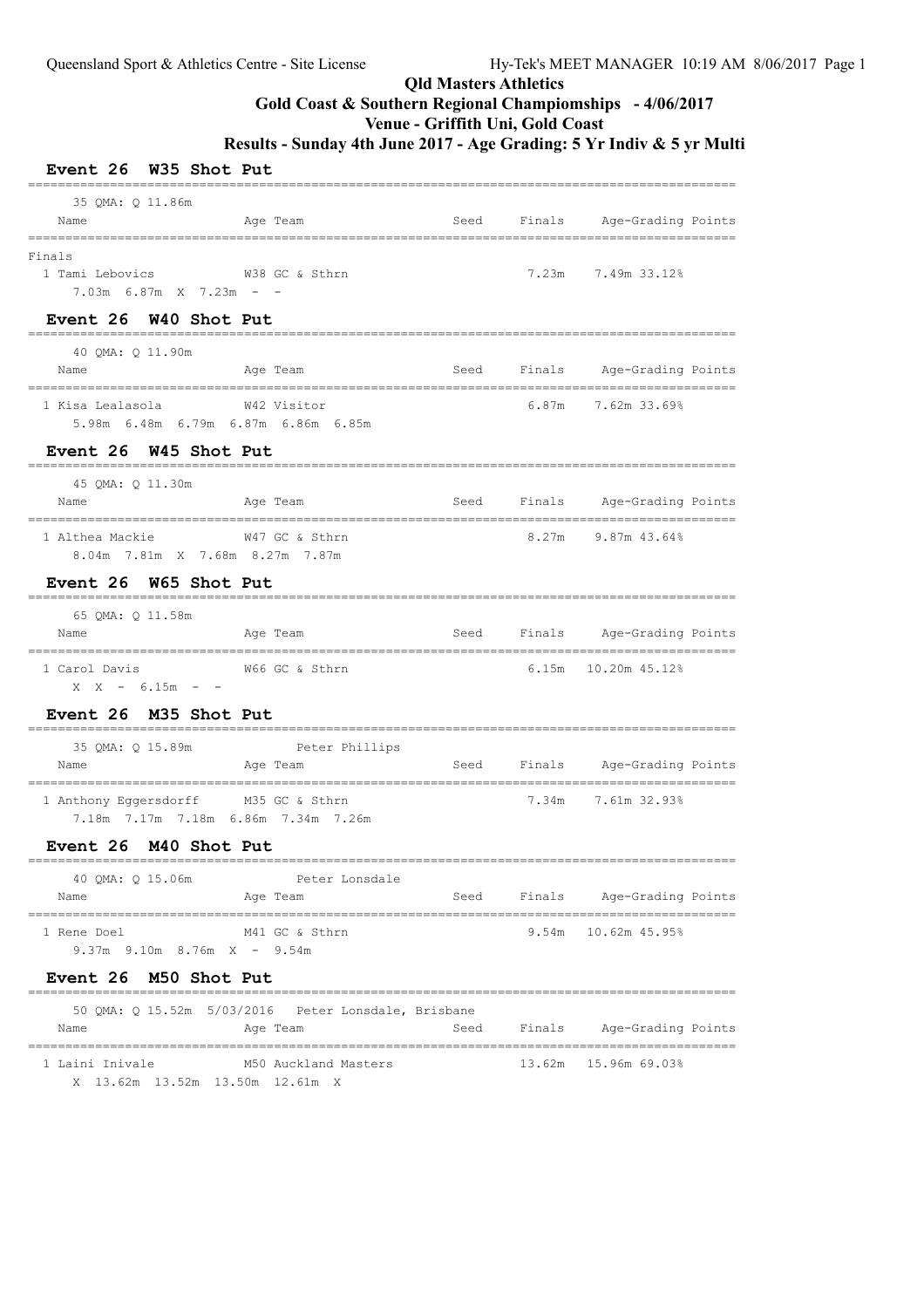# Qld Masters Athletics

## Gold Coast & Southern Regional Champiomships - 4/06/2017

## Venue - Griffith Uni, Gold Coast

## Results - Sunday 4th June 2017 - Age Grading: 5 Yr Indiv & 5 yr Multi

### Event 26 W35 Shot Put

35 QMA: Q 11.86m

| Name | Age | Team | Seed | Finals | Age-Grading | Points |
|---|---|---|---|---|---|---|
| **Finals** | | | | | | |
| 1 Tami Lebovics | W38 | GC & Sthrn | | 7.23m | 7.49m 33.12% | |

7.03m 6.87m X 7.23m - -

### Event 26 W40 Shot Put

40 QMA: Q 11.90m

| Name | Age | Team | Seed | Finals | Age-Grading | Points |
|---|---|---|---|---|---|---|
| 1 Kisa Lealasola | W42 | Visitor | | 6.87m | 7.62m 33.69% | |

5.98m 6.48m 6.79m 6.87m 6.86m 6.85m

### Event 26 W45 Shot Put

45 QMA: Q 11.30m

| Name | Age | Team | Seed | Finals | Age-Grading | Points |
|---|---|---|---|---|---|---|
| 1 Althea Mackie | W47 | GC & Sthrn | | 8.27m | 9.87m 43.64% | |

8.04m 7.81m X 7.68m 8.27m 7.87m

### Event 26 W65 Shot Put

65 QMA: Q 11.58m

| Name | Age | Team | Seed | Finals | Age-Grading | Points |
|---|---|---|---|---|---|---|
| 1 Carol Davis | W66 | GC & Sthrn | | 6.15m | 10.20m 45.12% | |

X X - 6.15m - -

### Event 26 M35 Shot Put

35 QMA: Q 15.89m Peter Phillips

| Name | Age | Team | Seed | Finals | Age-Grading | Points |
|---|---|---|---|---|---|---|
| 1 Anthony Eggersdorff | M35 | GC & Sthrn | | 7.34m | 7.61m 32.93% | |

7.18m 7.17m 7.18m 6.86m 7.34m 7.26m

### Event 26 M40 Shot Put

40 QMA: Q 15.06m Peter Lonsdale

| Name | Age | Team | Seed | Finals | Age-Grading | Points |
|---|---|---|---|---|---|---|
| 1 Rene Doel | M41 | GC & Sthrn | | 9.54m | 10.62m 45.95% | |

9.37m 9.10m 8.76m X - 9.54m

### Event 26 M50 Shot Put

50 QMA: Q 15.52m 5/03/2016 Peter Lonsdale, Brisbane

| Name | Age | Team | Seed | Finals | Age-Grading | Points |
|---|---|---|---|---|---|---|
| 1 Laini Inivale | M50 | Auckland Masters | | 13.62m | 15.96m 69.03% | |

X 13.62m 13.52m 13.50m 12.61m X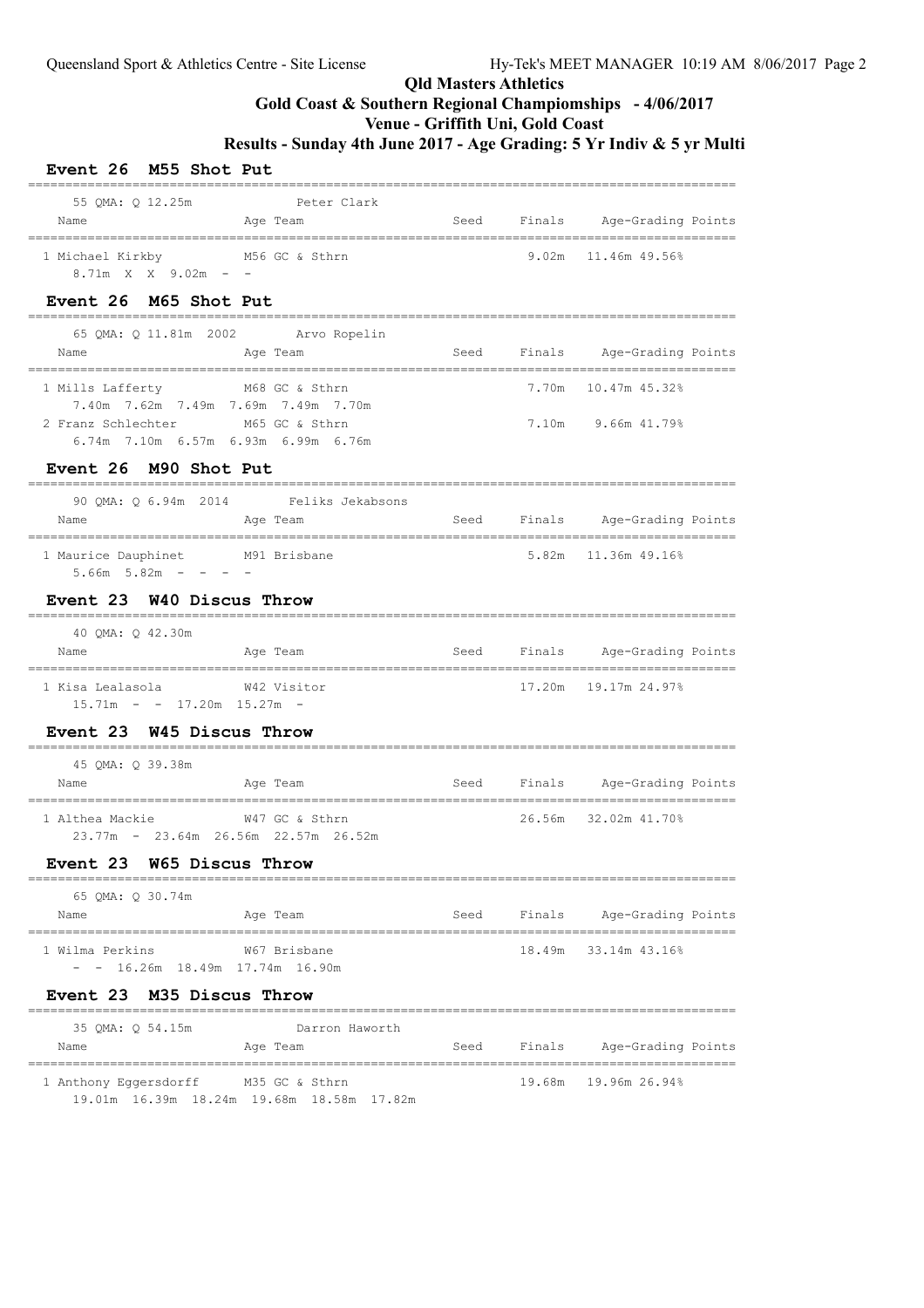**Qld Masters Athletics**

**Gold Coast & Southern Regional Champiomships - 4/06/2017**

**Venue - Griffith Uni, Gold Coast**

**Results - Sunday 4th June 2017 - Age Grading: 5 Yr Indiv & 5 yr Multi**

## Event 26 M55 Shot Put

55 QMA: Q 12.25m — Peter Clark

| Name | Age | Team | Seed | Finals | Age-Grading | Points |
|---|---|---|---|---|---|---|
| 1 Michael Kirkby | M56 | GC & Sthrn | | 9.02m | 11.46m | 49.56% |
| 8.71m X X 9.02m - - | | | | | | |

## Event 26 M65 Shot Put

65 QMA: Q 11.81m 2002 — Arvo Ropelin

| Name | Age | Team | Seed | Finals | Age-Grading | Points |
|---|---|---|---|---|---|---|
| 1 Mills Lafferty | M68 | GC & Sthrn | | 7.70m | 10.47m | 45.32% |
| 7.40m 7.62m 7.49m 7.69m 7.49m 7.70m | | | | | | |
| 2 Franz Schlechter | M65 | GC & Sthrn | | 7.10m | 9.66m | 41.79% |
| 6.74m 7.10m 6.57m 6.93m 6.99m 6.76m | | | | | | |

## Event 26 M90 Shot Put

90 QMA: Q 6.94m 2014 — Feliks Jekabsons

| Name | Age | Team | Seed | Finals | Age-Grading | Points |
|---|---|---|---|---|---|---|
| 1 Maurice Dauphinet | M91 | Brisbane | | 5.82m | 11.36m | 49.16% |
| 5.66m 5.82m - - - - | | | | | | |

## Event 23 W40 Discus Throw

40 QMA: Q 42.30m

| Name | Age | Team | Seed | Finals | Age-Grading | Points |
|---|---|---|---|---|---|---|
| 1 Kisa Lealasola | W42 | Visitor | | 17.20m | 19.17m | 24.97% |
| 15.71m - - 17.20m 15.27m - | | | | | | |

## Event 23 W45 Discus Throw

45 QMA: Q 39.38m

| Name | Age | Team | Seed | Finals | Age-Grading | Points |
|---|---|---|---|---|---|---|
| 1 Althea Mackie | W47 | GC & Sthrn | | 26.56m | 32.02m | 41.70% |
| 23.77m - 23.64m 26.56m 22.57m 26.52m | | | | | | |

## Event 23 W65 Discus Throw

65 QMA: Q 30.74m

| Name | Age | Team | Seed | Finals | Age-Grading | Points |
|---|---|---|---|---|---|---|
| 1 Wilma Perkins | W67 | Brisbane | | 18.49m | 33.14m | 43.16% |
| - - 16.26m 18.49m 17.74m 16.90m | | | | | | |

## Event 23 M35 Discus Throw

35 QMA: Q 54.15m — Darron Haworth

| Name | Age | Team | Seed | Finals | Age-Grading | Points |
|---|---|---|---|---|---|---|
| 1 Anthony Eggersdorff | M35 | GC & Sthrn | | 19.68m | 19.96m | 26.94% |
| 19.01m 16.39m 18.24m 19.68m 18.58m 17.82m | | | | | | |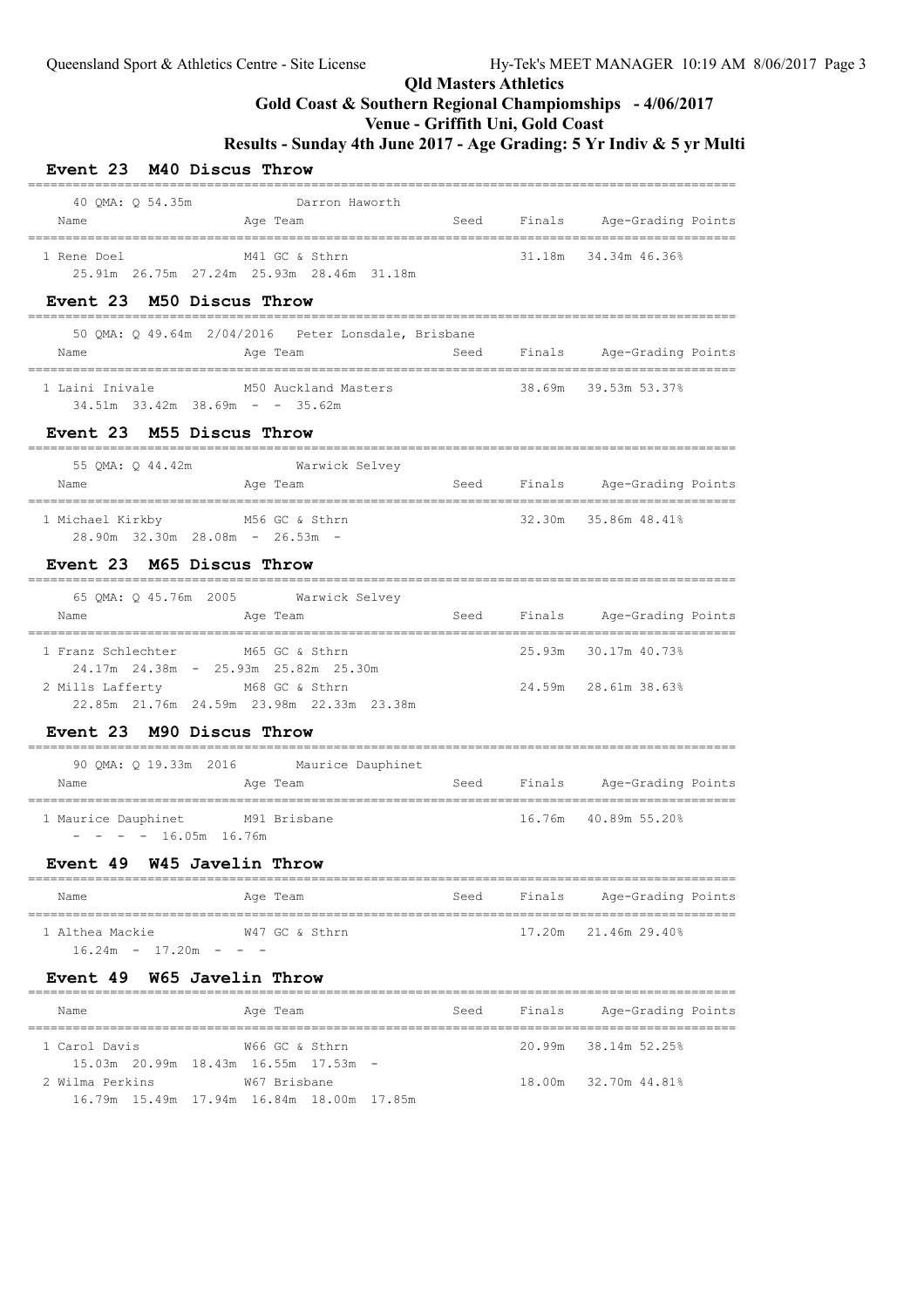Qld Masters Athletics

Gold Coast & Southern Regional Champiomships - 4/06/2017

Venue - Griffith Uni, Gold Coast

Results - Sunday 4th June 2017 - Age Grading: 5 Yr Indiv & 5 yr Multi

## Event 23 M40 Discus Throw

40 QMA: Q 54.35m — Darron Haworth

| Name | Age | Team | Seed | Finals | Age-Grading | Points |
|---|---|---|---|---|---|---|
| 1 Rene Doel | M41 | GC & Sthrn | | 31.18m | 34.34m | 46.36% |

25.91m 26.75m 27.24m 25.93m 28.46m 31.18m

## Event 23 M50 Discus Throw

50 QMA: Q 49.64m 2/04/2016 Peter Lonsdale, Brisbane

| Name | Age | Team | Seed | Finals | Age-Grading | Points |
|---|---|---|---|---|---|---|
| 1 Laini Inivale | M50 | Auckland Masters | | 38.69m | 39.53m | 53.37% |

34.51m 33.42m 38.69m - - 35.62m

## Event 23 M55 Discus Throw

55 QMA: Q 44.42m — Warwick Selvey

| Name | Age | Team | Seed | Finals | Age-Grading | Points |
|---|---|---|---|---|---|---|
| 1 Michael Kirkby | M56 | GC & Sthrn | | 32.30m | 35.86m | 48.41% |

28.90m 32.30m 28.08m - 26.53m -

## Event 23 M65 Discus Throw

65 QMA: Q 45.76m 2005 — Warwick Selvey

| Name | Age | Team | Seed | Finals | Age-Grading | Points |
|---|---|---|---|---|---|---|
| 1 Franz Schlechter | M65 | GC & Sthrn | | 25.93m | 30.17m | 40.73% |
| 24.17m 24.38m - 25.93m 25.82m 25.30m | | | | | | |
| 2 Mills Lafferty | M68 | GC & Sthrn | | 24.59m | 28.61m | 38.63% |
| 22.85m 21.76m 24.59m 23.98m 22.33m 23.38m | | | | | | |

## Event 23 M90 Discus Throw

90 QMA: Q 19.33m 2016 — Maurice Dauphinet

| Name | Age | Team | Seed | Finals | Age-Grading | Points |
|---|---|---|---|---|---|---|
| 1 Maurice Dauphinet | M91 | Brisbane | | 16.76m | 40.89m | 55.20% |

- - - - 16.05m 16.76m

## Event 49 W45 Javelin Throw

| Name | Age | Team | Seed | Finals | Age-Grading | Points |
|---|---|---|---|---|---|---|
| 1 Althea Mackie | W47 | GC & Sthrn | | 17.20m | 21.46m | 29.40% |

16.24m - 17.20m - - -

## Event 49 W65 Javelin Throw

| Name | Age | Team | Seed | Finals | Age-Grading | Points |
|---|---|---|---|---|---|---|
| 1 Carol Davis | W66 | GC & Sthrn | | 20.99m | 38.14m | 52.25% |
| 15.03m 20.99m 18.43m 16.55m 17.53m - | | | | | | |
| 2 Wilma Perkins | W67 | Brisbane | | 18.00m | 32.70m | 44.81% |
| 16.79m 15.49m 17.94m 16.84m 18.00m 17.85m | | | | | | |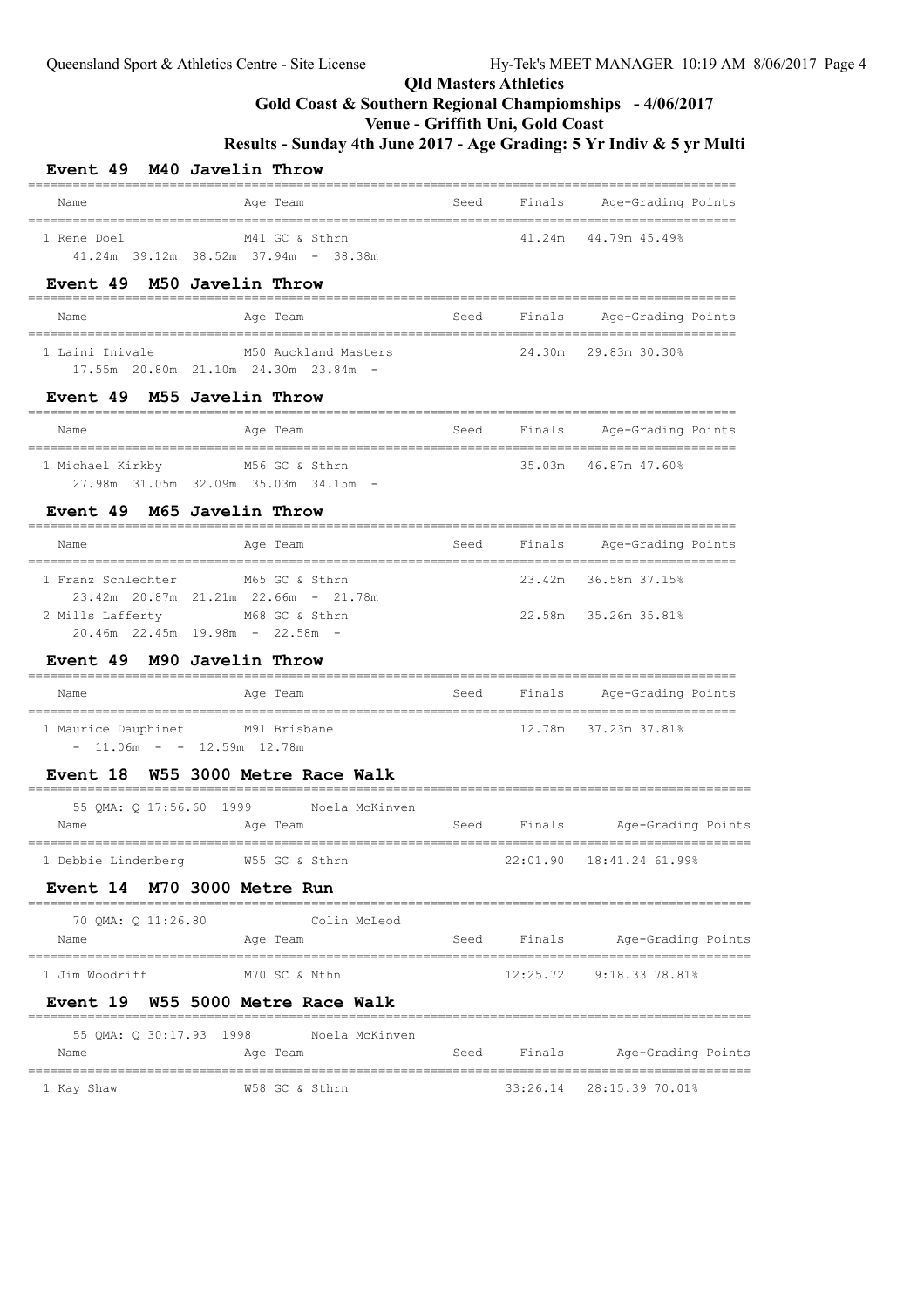**Qld Masters Athletics**

**Gold Coast & Southern Regional Champiomships - 4/06/2017**

**Venue - Griffith Uni, Gold Coast**

**Results - Sunday 4th June 2017 - Age Grading: 5 Yr Indiv & 5 yr Multi**

## Event 49 M40 Javelin Throw

| Name | Age Team | Seed | Finals | Age-Grading Points |
|---|---|---|---|---|
| 1 Rene Doel | M41 GC & Sthrn | | 41.24m | 44.79m 45.49% |
| 41.24m 39.12m 38.52m 37.94m - 38.38m | | | | |

## Event 49 M50 Javelin Throw

| Name | Age Team | Seed | Finals | Age-Grading Points |
|---|---|---|---|---|
| 1 Laini Inivale | M50 Auckland Masters | | 24.30m | 29.83m 30.30% |
| 17.55m 20.80m 21.10m 24.30m 23.84m - | | | | |

## Event 49 M55 Javelin Throw

| Name | Age Team | Seed | Finals | Age-Grading Points |
|---|---|---|---|---|
| 1 Michael Kirkby | M56 GC & Sthrn | | 35.03m | 46.87m 47.60% |
| 27.98m 31.05m 32.09m 35.03m 34.15m - | | | | |

## Event 49 M65 Javelin Throw

| Name | Age Team | Seed | Finals | Age-Grading Points |
|---|---|---|---|---|
| 1 Franz Schlechter | M65 GC & Sthrn | | 23.42m | 36.58m 37.15% |
| 23.42m 20.87m 21.21m 22.66m - 21.78m | | | | |
| 2 Mills Lafferty | M68 GC & Sthrn | | 22.58m | 35.26m 35.81% |
| 20.46m 22.45m 19.98m - 22.58m - | | | | |

## Event 49 M90 Javelin Throw

| Name | Age Team | Seed | Finals | Age-Grading Points |
|---|---|---|---|---|
| 1 Maurice Dauphinet | M91 Brisbane | | 12.78m | 37.23m 37.81% |
| - 11.06m - - 12.59m 12.78m | | | | |

## Event 18 W55 3000 Metre Race Walk

55 QMA: Q 17:56.60 1999 Noela McKinven

| Name | Age Team | Seed | Finals | Age-Grading Points |
|---|---|---|---|---|
| 1 Debbie Lindenberg | W55 GC & Sthrn | | 22:01.90 | 18:41.24 61.99% |

## Event 14 M70 3000 Metre Run

70 QMA: Q 11:26.80 Colin McLeod

| Name | Age Team | Seed | Finals | Age-Grading Points |
|---|---|---|---|---|
| 1 Jim Woodriff | M70 SC & Nthn | | 12:25.72 | 9:18.33 78.81% |

## Event 19 W55 5000 Metre Race Walk

55 QMA: Q 30:17.93 1998 Noela McKinven

| Name | Age Team | Seed | Finals | Age-Grading Points |
|---|---|---|---|---|
| 1 Kay Shaw | W58 GC & Sthrn | | 33:26.14 | 28:15.39 70.01% |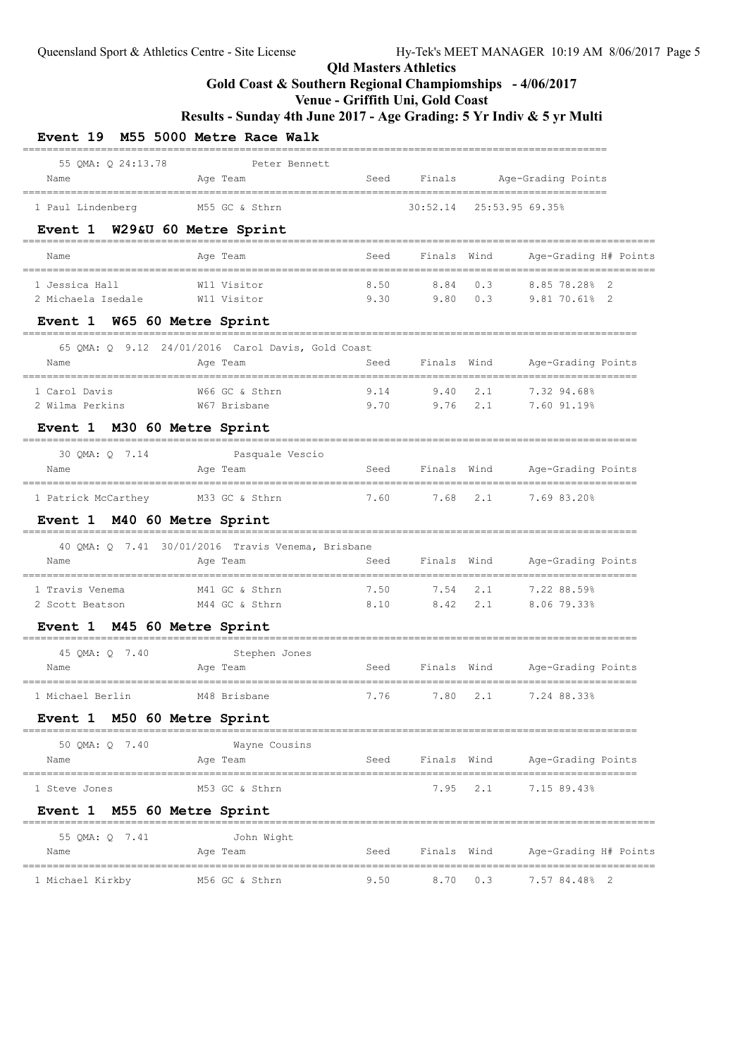# Qld Masters Athletics

## Gold Coast & Southern Regional Champiomships - 4/06/2017

## Venue - Griffith Uni, Gold Coast

## Results - Sunday 4th June 2017 - Age Grading: 5 Yr Indiv & 5 yr Multi

### Event 19 M55 5000 Metre Race Walk

55 QMA: Q 24:13.78 Peter Bennett

| Name | Age | Team | Seed | Finals | Age-Grading | Points |
|---|---|---|---|---|---|---|
| 1 Paul Lindenberg | M55 | GC & Sthrn | | 30:52.14 | 25:53.95 69.35% | |

### Event 1 W29&U 60 Metre Sprint

| Name | Age | Team | Seed | Finals | Wind | Age-Grading | H# | Points |
|---|---|---|---|---|---|---|---|---|
| 1 Jessica Hall | W11 | Visitor | 8.50 | 8.84 | 0.3 | 8.85 78.28% | 2 | |
| 2 Michaela Isedale | W11 | Visitor | 9.30 | 9.80 | 0.3 | 9.81 70.61% | 2 | |

### Event 1 W65 60 Metre Sprint

65 QMA: Q 9.12 24/01/2016 Carol Davis, Gold Coast

| Name | Age | Team | Seed | Finals | Wind | Age-Grading | Points |
|---|---|---|---|---|---|---|---|
| 1 Carol Davis | W66 | GC & Sthrn | 9.14 | 9.40 | 2.1 | 7.32 94.68% | |
| 2 Wilma Perkins | W67 | Brisbane | 9.70 | 9.76 | 2.1 | 7.60 91.19% | |

### Event 1 M30 60 Metre Sprint

30 QMA: Q 7.14 Pasquale Vescio

| Name | Age | Team | Seed | Finals | Wind | Age-Grading | Points |
|---|---|---|---|---|---|---|---|
| 1 Patrick McCarthey | M33 | GC & Sthrn | 7.60 | 7.68 | 2.1 | 7.69 83.20% | |

### Event 1 M40 60 Metre Sprint

40 QMA: Q 7.41 30/01/2016 Travis Venema, Brisbane

| Name | Age | Team | Seed | Finals | Wind | Age-Grading | Points |
|---|---|---|---|---|---|---|---|
| 1 Travis Venema | M41 | GC & Sthrn | 7.50 | 7.54 | 2.1 | 7.22 88.59% | |
| 2 Scott Beatson | M44 | GC & Sthrn | 8.10 | 8.42 | 2.1 | 8.06 79.33% | |

### Event 1 M45 60 Metre Sprint

45 QMA: Q 7.40 Stephen Jones

| Name | Age | Team | Seed | Finals | Wind | Age-Grading | Points |
|---|---|---|---|---|---|---|---|
| 1 Michael Berlin | M48 | Brisbane | 7.76 | 7.80 | 2.1 | 7.24 88.33% | |

### Event 1 M50 60 Metre Sprint

50 QMA: Q 7.40 Wayne Cousins

| Name | Age | Team | Seed | Finals | Wind | Age-Grading | Points |
|---|---|---|---|---|---|---|---|
| 1 Steve Jones | M53 | GC & Sthrn | | 7.95 | 2.1 | 7.15 89.43% | |

### Event 1 M55 60 Metre Sprint

55 QMA: Q 7.41 John Wight

| Name | Age | Team | Seed | Finals | Wind | Age-Grading | H# | Points |
|---|---|---|---|---|---|---|---|---|
| 1 Michael Kirkby | M56 | GC & Sthrn | 9.50 | 8.70 | 0.3 | 7.57 84.48% | 2 | |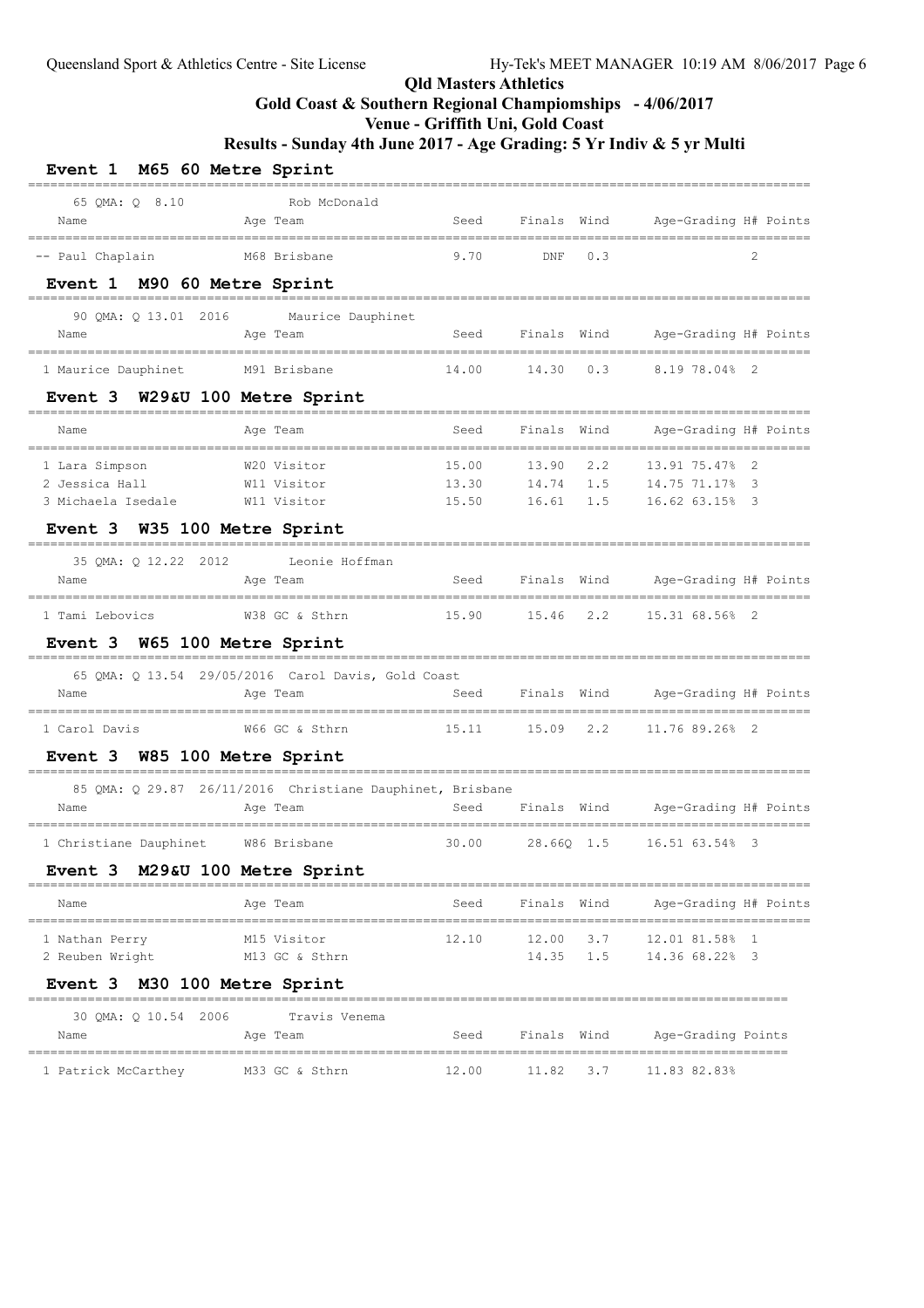# Qld Masters Athletics

## Gold Coast & Southern Regional Champiomships - 4/06/2017

## Venue - Griffith Uni, Gold Coast

## Results - Sunday 4th June 2017 - Age Grading: 5 Yr Indiv & 5 yr Multi

### Event 1 M65 60 Metre Sprint

65 QMA: Q 8.10 Rob McDonald

| Name | Age | Team | Seed | Finals | Wind | Age-Grading | H# | Points |
|---|---|---|---|---|---|---|---|---|
| -- Paul Chaplain | M68 | Brisbane | 9.70 | DNF | 0.3 | | 2 | |

### Event 1 M90 60 Metre Sprint

90 QMA: Q 13.01 2016 Maurice Dauphinet

| Name | Age | Team | Seed | Finals | Wind | Age-Grading | H# | Points |
|---|---|---|---|---|---|---|---|---|
| 1 Maurice Dauphinet | M91 | Brisbane | 14.00 | 14.30 | 0.3 | 8.19 78.04% | 2 | |

### Event 3 W29&U 100 Metre Sprint

| Name | Age | Team | Seed | Finals | Wind | Age-Grading | H# | Points |
|---|---|---|---|---|---|---|---|---|
| 1 Lara Simpson | W20 | Visitor | 15.00 | 13.90 | 2.2 | 13.91 75.47% | 2 | |
| 2 Jessica Hall | W11 | Visitor | 13.30 | 14.74 | 1.5 | 14.75 71.17% | 3 | |
| 3 Michaela Isedale | W11 | Visitor | 15.50 | 16.61 | 1.5 | 16.62 63.15% | 3 | |

### Event 3 W35 100 Metre Sprint

35 QMA: Q 12.22 2012 Leonie Hoffman

| Name | Age | Team | Seed | Finals | Wind | Age-Grading | H# | Points |
|---|---|---|---|---|---|---|---|---|
| 1 Tami Lebovics | W38 | GC & Sthrn | 15.90 | 15.46 | 2.2 | 15.31 68.56% | 2 | |

### Event 3 W65 100 Metre Sprint

65 QMA: Q 13.54 29/05/2016 Carol Davis, Gold Coast

| Name | Age | Team | Seed | Finals | Wind | Age-Grading | H# | Points |
|---|---|---|---|---|---|---|---|---|
| 1 Carol Davis | W66 | GC & Sthrn | 15.11 | 15.09 | 2.2 | 11.76 89.26% | 2 | |

### Event 3 W85 100 Metre Sprint

85 QMA: Q 29.87 26/11/2016 Christiane Dauphinet, Brisbane

| Name | Age | Team | Seed | Finals | Wind | Age-Grading | H# | Points |
|---|---|---|---|---|---|---|---|---|
| 1 Christiane Dauphinet | W86 | Brisbane | 30.00 | 28.66Q | 1.5 | 16.51 63.54% | 3 | |

### Event 3 M29&U 100 Metre Sprint

| Name | Age | Team | Seed | Finals | Wind | Age-Grading | H# | Points |
|---|---|---|---|---|---|---|---|---|
| 1 Nathan Perry | M15 | Visitor | 12.10 | 12.00 | 3.7 | 12.01 81.58% | 1 | |
| 2 Reuben Wright | M13 | GC & Sthrn | | 14.35 | 1.5 | 14.36 68.22% | 3 | |

### Event 3 M30 100 Metre Sprint

30 QMA: Q 10.54 2006 Travis Venema

| Name | Age | Team | Seed | Finals | Wind | Age-Grading | Points |
|---|---|---|---|---|---|---|---|
| 1 Patrick McCarthey | M33 | GC & Sthrn | 12.00 | 11.82 | 3.7 | 11.83 82.83% | |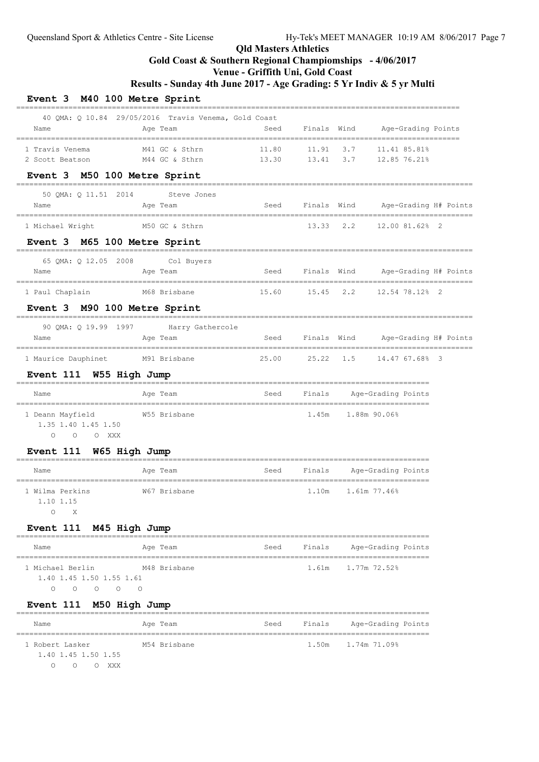# Qld Masters Athletics

## Gold Coast & Southern Regional Champiomships - 4/06/2017

## Venue - Griffith Uni, Gold Coast

## Results - Sunday 4th June 2017 - Age Grading: 5 Yr Indiv & 5 yr Multi

### Event 3 M40 100 Metre Sprint

40 QMA: Q 10.84 29/05/2016 Travis Venema, Gold Coast

| Name | Age | Team | Seed | Finals | Wind | Age-Grading | Points |
|---|---|---|---|---|---|---|---|
| 1 Travis Venema | M41 | GC & Sthrn | 11.80 | 11.91 | 3.7 | 11.41 85.81% | |
| 2 Scott Beatson | M44 | GC & Sthrn | 13.30 | 13.41 | 3.7 | 12.85 76.21% | |

### Event 3 M50 100 Metre Sprint

50 QMA: Q 11.51 2014 Steve Jones

| Name | Age | Team | Seed | Finals | Wind | Age-Grading | H# | Points |
|---|---|---|---|---|---|---|---|---|
| 1 Michael Wright | M50 | GC & Sthrn | | 13.33 | 2.2 | 12.00 81.62% | 2 | |

### Event 3 M65 100 Metre Sprint

65 QMA: Q 12.05 2008 Col Buyers

| Name | Age | Team | Seed | Finals | Wind | Age-Grading | H# | Points |
|---|---|---|---|---|---|---|---|---|
| 1 Paul Chaplain | M68 | Brisbane | 15.60 | 15.45 | 2.2 | 12.54 78.12% | 2 | |

### Event 3 M90 100 Metre Sprint

90 QMA: Q 19.99 1997 Harry Gathercole

| Name | Age | Team | Seed | Finals | Wind | Age-Grading | H# | Points |
|---|---|---|---|---|---|---|---|---|
| 1 Maurice Dauphinet | M91 | Brisbane | 25.00 | 25.22 | 1.5 | 14.47 67.68% | 3 | |

### Event 111 W55 High Jump

| Name | Age | Team | Seed | Finals | Age-Grading | Points |
|---|---|---|---|---|---|---|
| 1 Deann Mayfield | W55 | Brisbane | | 1.45m | 1.88m 90.06% | |

1.35 1.40 1.45 1.50
O O O XXX

### Event 111 W65 High Jump

| Name | Age | Team | Seed | Finals | Age-Grading | Points |
|---|---|---|---|---|---|---|
| 1 Wilma Perkins | W67 | Brisbane | | 1.10m | 1.61m 77.46% | |

1.10 1.15
O X

### Event 111 M45 High Jump

| Name | Age | Team | Seed | Finals | Age-Grading | Points |
|---|---|---|---|---|---|---|
| 1 Michael Berlin | M48 | Brisbane | | 1.61m | 1.77m 72.52% | |

1.40 1.45 1.50 1.55 1.61
O O O O O

### Event 111 M50 High Jump

| Name | Age | Team | Seed | Finals | Age-Grading | Points |
|---|---|---|---|---|---|---|
| 1 Robert Lasker | M54 | Brisbane | | 1.50m | 1.74m 71.09% | |

1.40 1.45 1.50 1.55
O O O XXX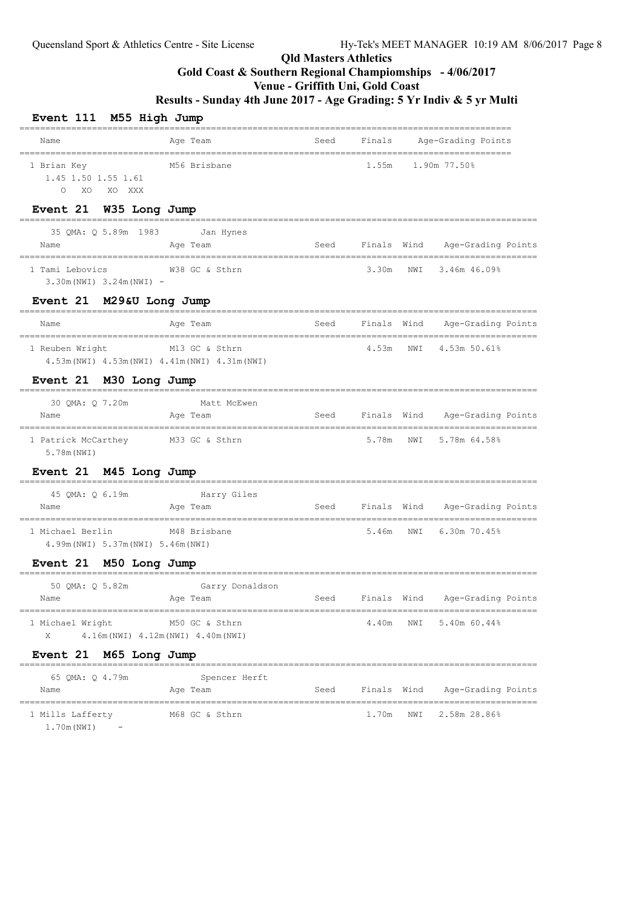# Qld Masters Athletics

## Gold Coast & Southern Regional Champiomships - 4/06/2017

## Venue - Griffith Uni, Gold Coast

## Results - Sunday 4th June 2017 - Age Grading: 5 Yr Indiv & 5 yr Multi

### Event 111 M55 High Jump

| Name | Age | Team | Seed | Finals | Age-Grading | Points |
|---|---|---|---|---|---|---|
| 1 Brian Key | M56 | Brisbane | | 1.55m | 1.90m 77.50% | |

1.45 1.50 1.55 1.61
O XO XO XXX

### Event 21 W35 Long Jump

35 QMA: Q 5.89m 1983 Jan Hynes

| Name | Age | Team | Seed | Finals | Wind | Age-Grading | Points |
|---|---|---|---|---|---|---|---|
| 1 Tami Lebovics | W38 | GC & Sthrn | | 3.30m | NWI | 3.46m 46.09% | |

3.30m(NWI) 3.24m(NWI) -

### Event 21 M29&U Long Jump

| Name | Age | Team | Seed | Finals | Wind | Age-Grading | Points |
|---|---|---|---|---|---|---|---|
| 1 Reuben Wright | M13 | GC & Sthrn | | 4.53m | NWI | 4.53m 50.61% | |

4.53m(NWI) 4.53m(NWI) 4.41m(NWI) 4.31m(NWI)

### Event 21 M30 Long Jump

30 QMA: Q 7.20m Matt McEwen

| Name | Age | Team | Seed | Finals | Wind | Age-Grading | Points |
|---|---|---|---|---|---|---|---|
| 1 Patrick McCarthey | M33 | GC & Sthrn | | 5.78m | NWI | 5.78m 64.58% | |

5.78m(NWI)

### Event 21 M45 Long Jump

45 QMA: Q 6.19m Harry Giles

| Name | Age | Team | Seed | Finals | Wind | Age-Grading | Points |
|---|---|---|---|---|---|---|---|
| 1 Michael Berlin | M48 | Brisbane | | 5.46m | NWI | 6.30m 70.45% | |

4.99m(NWI) 5.37m(NWI) 5.46m(NWI)

### Event 21 M50 Long Jump

50 QMA: Q 5.82m Garry Donaldson

| Name | Age | Team | Seed | Finals | Wind | Age-Grading | Points |
|---|---|---|---|---|---|---|---|
| 1 Michael Wright | M50 | GC & Sthrn | | 4.40m | NWI | 5.40m 60.44% | |

X 4.16m(NWI) 4.12m(NWI) 4.40m(NWI)

### Event 21 M65 Long Jump

65 QMA: Q 4.79m Spencer Herft

| Name | Age | Team | Seed | Finals | Wind | Age-Grading | Points |
|---|---|---|---|---|---|---|---|
| 1 Mills Lafferty | M68 | GC & Sthrn | | 1.70m | NWI | 2.58m 28.86% | |

1.70m(NWI) -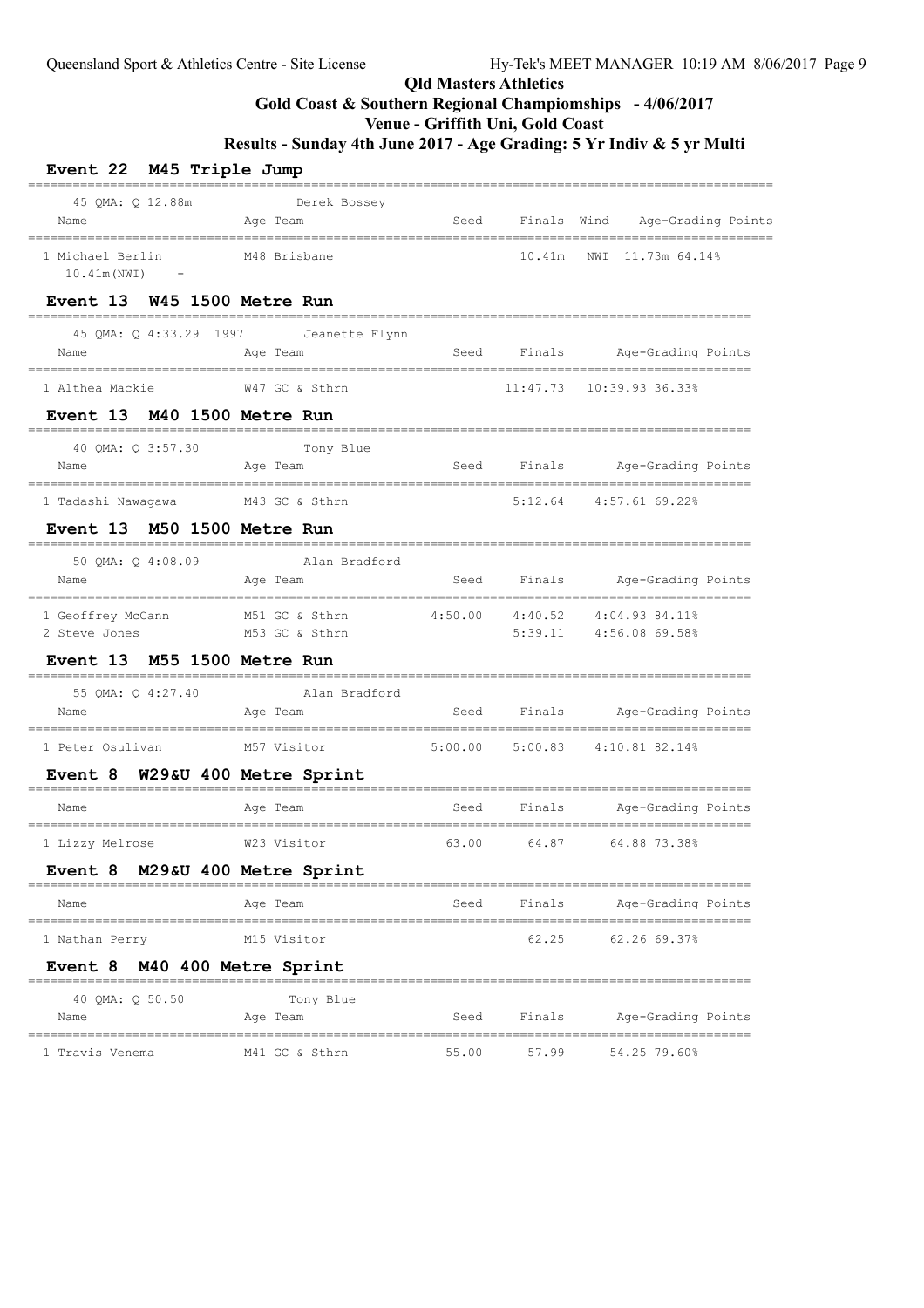## Qld Masters Athletics

### Gold Coast & Southern Regional Champiomships - 4/06/2017

### Venue - Griffith Uni, Gold Coast

### Results - Sunday 4th June 2017 - Age Grading: 5 Yr Indiv & 5 yr Multi

### Event 22 M45 Triple Jump

45 QMA: Q 12.88m — Derek Bossey

| Name | Age | Team | Seed | Finals | Wind | Age-Grading | Points |
|---|---|---|---|---|---|---|---|
| 1 Michael Berlin | M48 | Brisbane | | 10.41m | NWI | 11.73m | 64.14% |
| 10.41m(NWI) - | | | | | | | |

### Event 13 W45 1500 Metre Run

45 QMA: Q 4:33.29 1997 — Jeanette Flynn

| Name | Age | Team | Seed | Finals | Age-Grading | Points |
|---|---|---|---|---|---|---|
| 1 Althea Mackie | W47 | GC & Sthrn | | 11:47.73 | 10:39.93 | 36.33% |

### Event 13 M40 1500 Metre Run

40 QMA: Q 3:57.30 — Tony Blue

| Name | Age | Team | Seed | Finals | Age-Grading | Points |
|---|---|---|---|---|---|---|
| 1 Tadashi Nawagawa | M43 | GC & Sthrn | | 5:12.64 | 4:57.61 | 69.22% |

### Event 13 M50 1500 Metre Run

50 QMA: Q 4:08.09 — Alan Bradford

| Name | Age | Team | Seed | Finals | Age-Grading | Points |
|---|---|---|---|---|---|---|
| 1 Geoffrey McCann | M51 | GC & Sthrn | 4:50.00 | 4:40.52 | 4:04.93 | 84.11% |
| 2 Steve Jones | M53 | GC & Sthrn | | 5:39.11 | 4:56.08 | 69.58% |

### Event 13 M55 1500 Metre Run

55 QMA: Q 4:27.40 — Alan Bradford

| Name | Age | Team | Seed | Finals | Age-Grading | Points |
|---|---|---|---|---|---|---|
| 1 Peter Osulivan | M57 | Visitor | 5:00.00 | 5:00.83 | 4:10.81 | 82.14% |

### Event 8 W29&U 400 Metre Sprint

| Name | Age | Team | Seed | Finals | Age-Grading | Points |
|---|---|---|---|---|---|---|
| 1 Lizzy Melrose | W23 | Visitor | 63.00 | 64.87 | 64.88 | 73.38% |

### Event 8 M29&U 400 Metre Sprint

| Name | Age | Team | Seed | Finals | Age-Grading | Points |
|---|---|---|---|---|---|---|
| 1 Nathan Perry | M15 | Visitor | | 62.25 | 62.26 | 69.37% |

### Event 8 M40 400 Metre Sprint

40 QMA: Q 50.50 — Tony Blue

| Name | Age | Team | Seed | Finals | Age-Grading | Points |
|---|---|---|---|---|---|---|
| 1 Travis Venema | M41 | GC & Sthrn | 55.00 | 57.99 | 54.25 | 79.60% |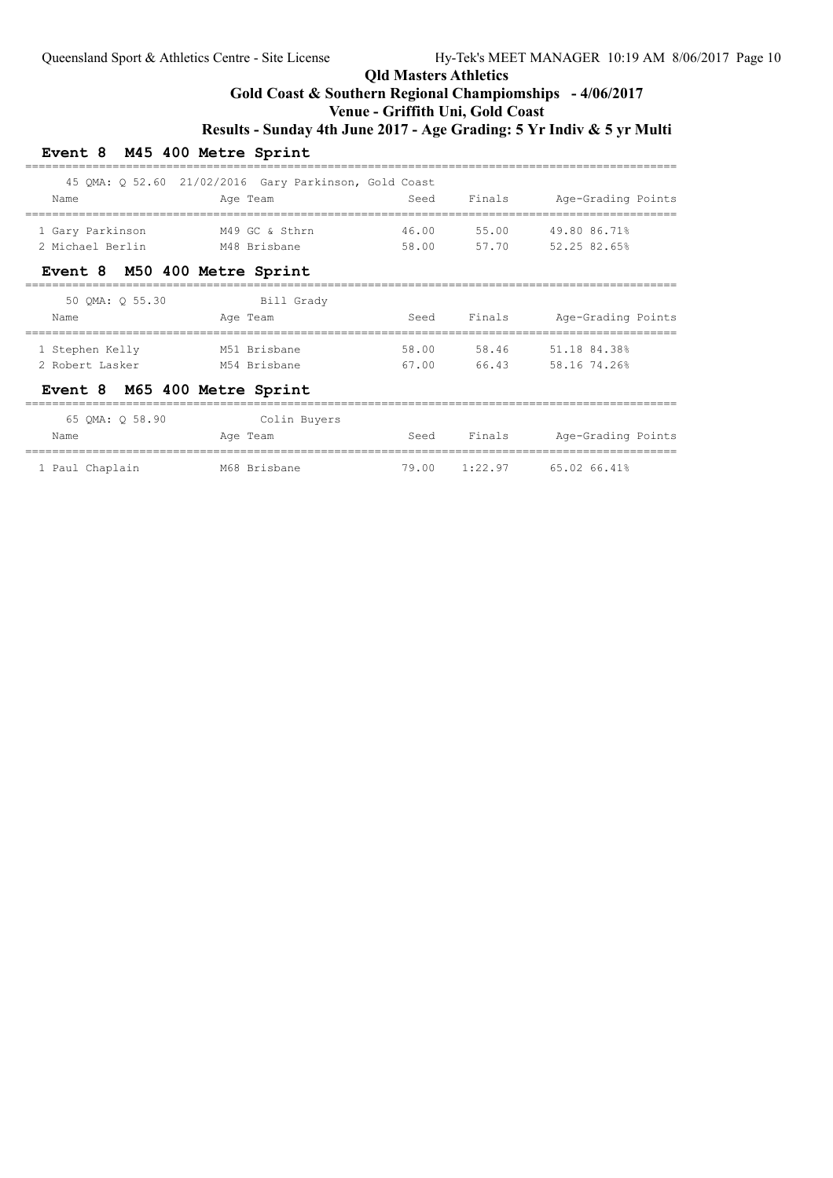# Qld Masters Athletics

## Gold Coast & Southern Regional Championships - 4/06/2017

## Venue - Griffith Uni, Gold Coast

## Results - Sunday 4th June 2017 - Age Grading: 5 Yr Indiv & 5 yr Multi

### Event 8 M45 400 Metre Sprint

45 QMA: Q 52.60 21/02/2016 Gary Parkinson, Gold Coast

| Name | Age | Team | Seed | Finals | Age-Grading | Points |
|---|---|---|---|---|---|---|
| 1 Gary Parkinson | M49 | GC & Sthrn | 46.00 | 55.00 | 49.80 | 86.71% |
| 2 Michael Berlin | M48 | Brisbane | 58.00 | 57.70 | 52.25 | 82.65% |

### Event 8 M50 400 Metre Sprint

50 QMA: Q 55.30 Bill Grady

| Name | Age | Team | Seed | Finals | Age-Grading | Points |
|---|---|---|---|---|---|---|
| 1 Stephen Kelly | M51 | Brisbane | 58.00 | 58.46 | 51.18 | 84.38% |
| 2 Robert Lasker | M54 | Brisbane | 67.00 | 66.43 | 58.16 | 74.26% |

### Event 8 M65 400 Metre Sprint

65 QMA: Q 58.90 Colin Buyers

| Name | Age | Team | Seed | Finals | Age-Grading | Points |
|---|---|---|---|---|---|---|
| 1 Paul Chaplain | M68 | Brisbane | 79.00 | 1:22.97 | 65.02 | 66.41% |